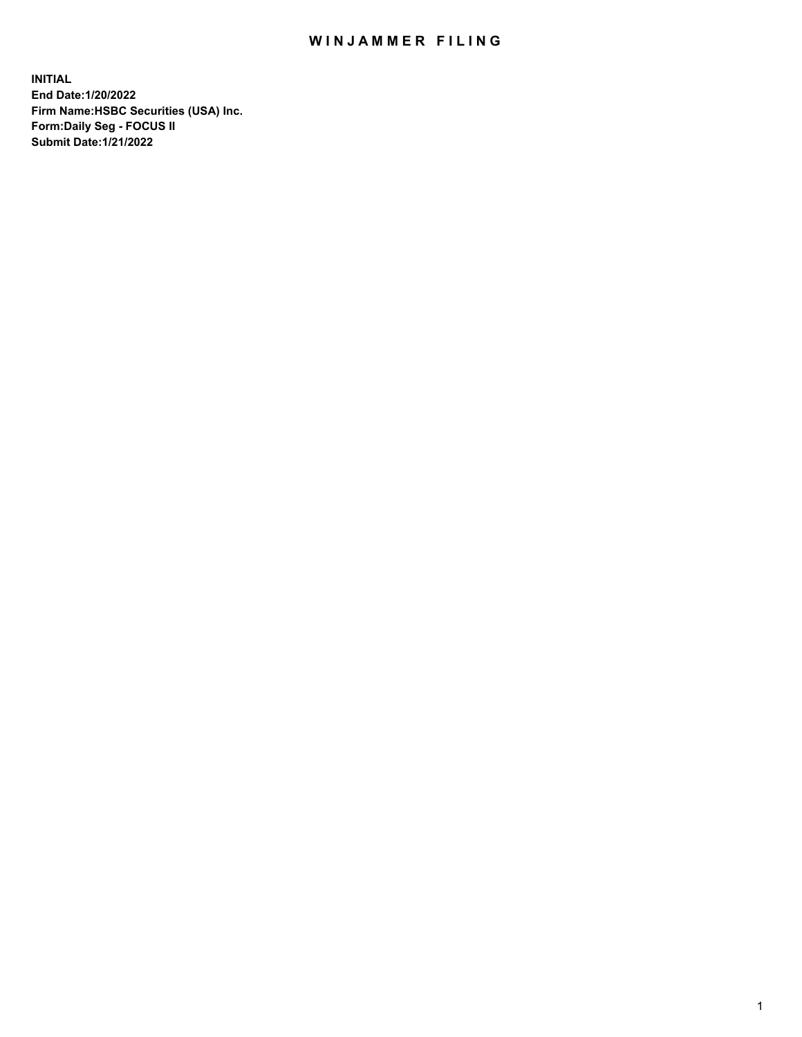# WINJAMMER FILING

**INITIAL**
**End Date:1/20/2022**
**Firm Name:HSBC Securities (USA) Inc.**
**Form:Daily Seg - FOCUS II**
**Submit Date:1/21/2022**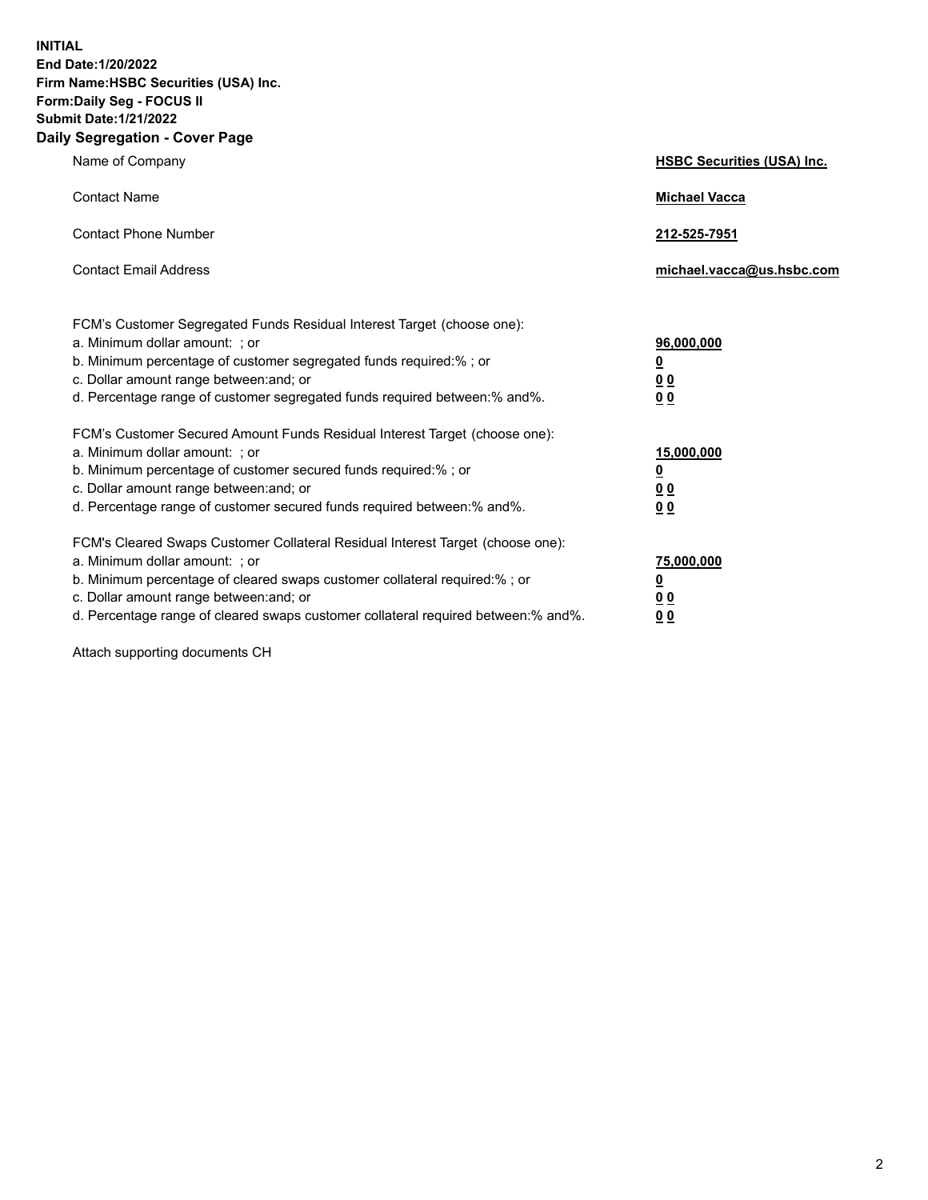**INITIAL**
**End Date:1/20/2022**
**Firm Name:HSBC Securities (USA) Inc.**
**Form:Daily Seg - FOCUS II**
**Submit Date:1/21/2022**

## Daily Segregation - Cover Page

| | |
|---|---|
| Name of Company | **HSBC Securities (USA) Inc.** |
| Contact Name | **Michael Vacca** |
| Contact Phone Number | **212-525-7951** |
| Contact Email Address | **michael.vacca@us.hsbc.com** |

| | |
|---|---|
| FCM's Customer Segregated Funds Residual Interest Target (choose one): | |
| a. Minimum dollar amount: ; or | **96,000,000** |
| b. Minimum percentage of customer segregated funds required:% ; or | **0** |
| c. Dollar amount range between:and; or | **0 0** |
| d. Percentage range of customer segregated funds required between:% and%. | **0 0** |
| FCM's Customer Secured Amount Funds Residual Interest Target (choose one): | |
| a. Minimum dollar amount: ; or | **15,000,000** |
| b. Minimum percentage of customer secured funds required:% ; or | **0** |
| c. Dollar amount range between:and; or | **0 0** |
| d. Percentage range of customer secured funds required between:% and%. | **0 0** |
| FCM's Cleared Swaps Customer Collateral Residual Interest Target (choose one): | |
| a. Minimum dollar amount: ; or | **75,000,000** |
| b. Minimum percentage of cleared swaps customer collateral required:% ; or | **0** |
| c. Dollar amount range between:and; or | **0 0** |
| d. Percentage range of cleared swaps customer collateral required between:% and%. | **0 0** |

Attach supporting documents CH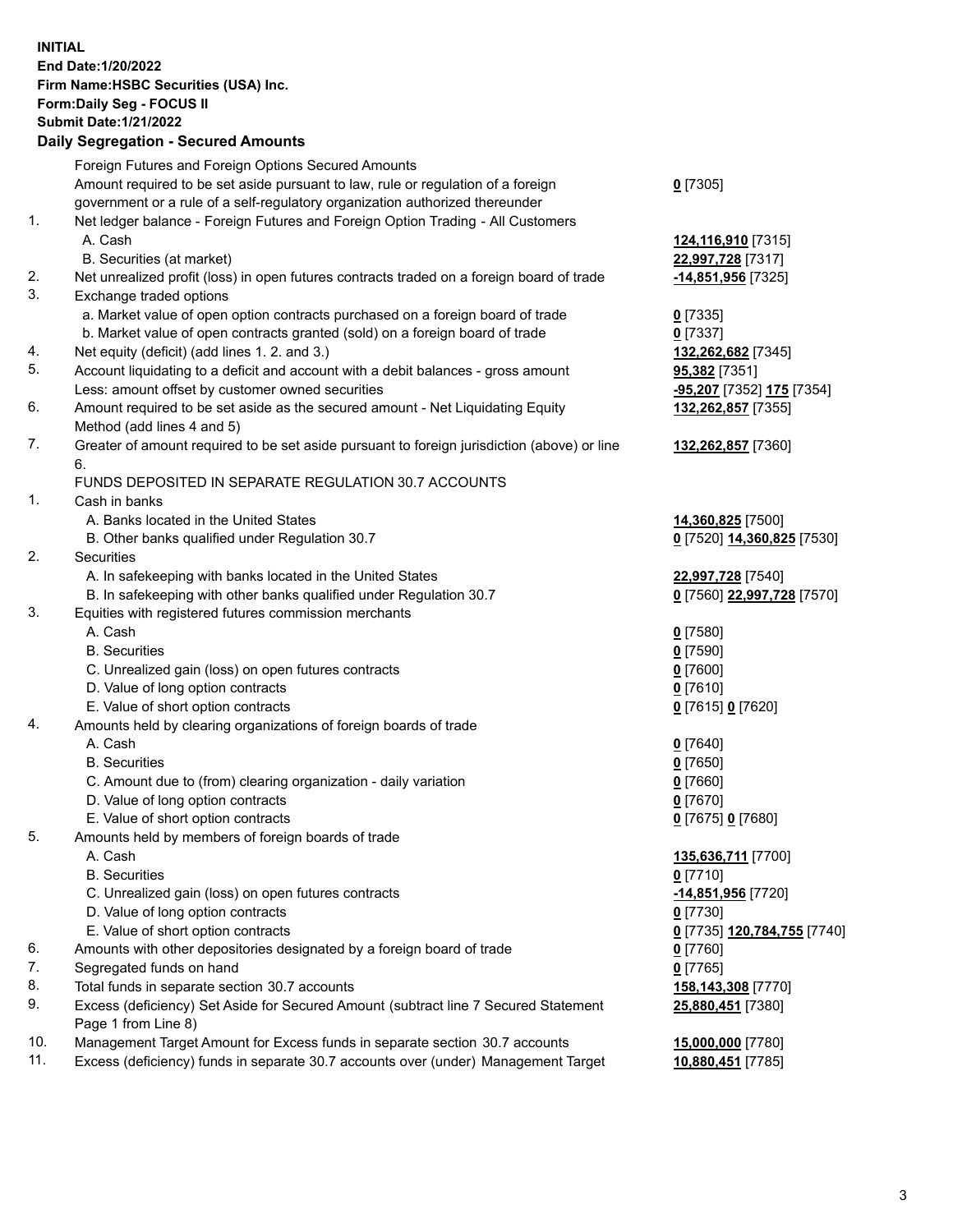**INITIAL**
**End Date:1/20/2022**
**Firm Name:HSBC Securities (USA) Inc.**
**Form:Daily Seg - FOCUS II**
**Submit Date:1/21/2022**

## Daily Segregation - Secured Amounts

| | | |
|---|---|---|
| | Foreign Futures and Foreign Options Secured Amounts | |
| | Amount required to be set aside pursuant to law, rule or regulation of a foreign government or a rule of a self-regulatory organization authorized thereunder | **0** [7305] |
| 1. | Net ledger balance - Foreign Futures and Foreign Option Trading - All Customers | |
| | A. Cash | **124,116,910** [7315] |
| | B. Securities (at market) | **22,997,728** [7317] |
| 2. | Net unrealized profit (loss) in open futures contracts traded on a foreign board of trade | **-14,851,956** [7325] |
| 3. | Exchange traded options | |
| | a. Market value of open option contracts purchased on a foreign board of trade | **0** [7335] |
| | b. Market value of open contracts granted (sold) on a foreign board of trade | **0** [7337] |
| 4. | Net equity (deficit) (add lines 1. 2. and 3.) | **132,262,682** [7345] |
| 5. | Account liquidating to a deficit and account with a debit balances - gross amount | **95,382** [7351] |
| | Less: amount offset by customer owned securities | **-95,207** [7352] **175** [7354] |
| 6. | Amount required to be set aside as the secured amount - Net Liquidating Equity Method (add lines 4 and 5) | **132,262,857** [7355] |
| 7. | Greater of amount required to be set aside pursuant to foreign jurisdiction (above) or line 6. | **132,262,857** [7360] |
| | FUNDS DEPOSITED IN SEPARATE REGULATION 30.7 ACCOUNTS | |
| 1. | Cash in banks | |
| | A. Banks located in the United States | **14,360,825** [7500] |
| | B. Other banks qualified under Regulation 30.7 | **0** [7520] **14,360,825** [7530] |
| 2. | Securities | |
| | A. In safekeeping with banks located in the United States | **22,997,728** [7540] |
| | B. In safekeeping with other banks qualified under Regulation 30.7 | **0** [7560] **22,997,728** [7570] |
| 3. | Equities with registered futures commission merchants | |
| | A. Cash | **0** [7580] |
| | B. Securities | **0** [7590] |
| | C. Unrealized gain (loss) on open futures contracts | **0** [7600] |
| | D. Value of long option contracts | **0** [7610] |
| | E. Value of short option contracts | **0** [7615] **0** [7620] |
| 4. | Amounts held by clearing organizations of foreign boards of trade | |
| | A. Cash | **0** [7640] |
| | B. Securities | **0** [7650] |
| | C. Amount due to (from) clearing organization - daily variation | **0** [7660] |
| | D. Value of long option contracts | **0** [7670] |
| | E. Value of short option contracts | **0** [7675] **0** [7680] |
| 5. | Amounts held by members of foreign boards of trade | |
| | A. Cash | **135,636,711** [7700] |
| | B. Securities | **0** [7710] |
| | C. Unrealized gain (loss) on open futures contracts | **-14,851,956** [7720] |
| | D. Value of long option contracts | **0** [7730] |
| | E. Value of short option contracts | **0** [7735] **120,784,755** [7740] |
| 6. | Amounts with other depositories designated by a foreign board of trade | **0** [7760] |
| 7. | Segregated funds on hand | **0** [7765] |
| 8. | Total funds in separate section 30.7 accounts | **158,143,308** [7770] |
| 9. | Excess (deficiency) Set Aside for Secured Amount (subtract line 7 Secured Statement Page 1 from Line 8) | **25,880,451** [7380] |
| 10. | Management Target Amount for Excess funds in separate section 30.7 accounts | **15,000,000** [7780] |
| 11. | Excess (deficiency) funds in separate 30.7 accounts over (under) Management Target | **10,880,451** [7785] |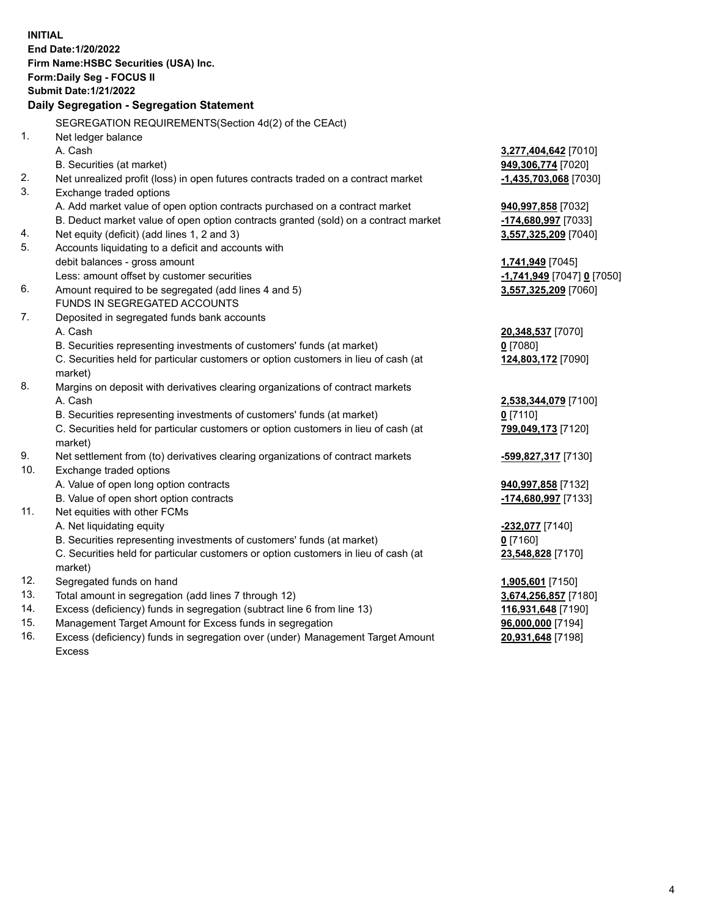**INITIAL**
**End Date:1/20/2022**
**Firm Name:HSBC Securities (USA) Inc.**
**Form:Daily Seg - FOCUS II**
**Submit Date:1/21/2022**

## Daily Segregation - Segregation Statement

| | | |
|---|---|---|
| | SEGREGATION REQUIREMENTS(Section 4d(2) of the CEAct) | |
| 1. | Net ledger balance | |
| | A. Cash | **3,277,404,642** [7010] |
| | B. Securities (at market) | **949,306,774** [7020] |
| 2. | Net unrealized profit (loss) in open futures contracts traded on a contract market | **-1,435,703,068** [7030] |
| 3. | Exchange traded options | |
| | A. Add market value of open option contracts purchased on a contract market | **940,997,858** [7032] |
| | B. Deduct market value of open option contracts granted (sold) on a contract market | **-174,680,997** [7033] |
| 4. | Net equity (deficit) (add lines 1, 2 and 3) | **3,557,325,209** [7040] |
| 5. | Accounts liquidating to a deficit and accounts with debit balances - gross amount | **1,741,949** [7045] |
| | Less: amount offset by customer securities | **-1,741,949** [7047] **0** [7050] |
| 6. | Amount required to be segregated (add lines 4 and 5) | **3,557,325,209** [7060] |
| | FUNDS IN SEGREGATED ACCOUNTS | |
| 7. | Deposited in segregated funds bank accounts | |
| | A. Cash | **20,348,537** [7070] |
| | B. Securities representing investments of customers' funds (at market) | **0** [7080] |
| | C. Securities held for particular customers or option customers in lieu of cash (at market) | **124,803,172** [7090] |
| 8. | Margins on deposit with derivatives clearing organizations of contract markets | |
| | A. Cash | **2,538,344,079** [7100] |
| | B. Securities representing investments of customers' funds (at market) | **0** [7110] |
| | C. Securities held for particular customers or option customers in lieu of cash (at market) | **799,049,173** [7120] |
| 9. | Net settlement from (to) derivatives clearing organizations of contract markets | **-599,827,317** [7130] |
| 10. | Exchange traded options | |
| | A. Value of open long option contracts | **940,997,858** [7132] |
| | B. Value of open short option contracts | **-174,680,997** [7133] |
| 11. | Net equities with other FCMs | |
| | A. Net liquidating equity | **-232,077** [7140] |
| | B. Securities representing investments of customers' funds (at market) | **0** [7160] |
| | C. Securities held for particular customers or option customers in lieu of cash (at market) | **23,548,828** [7170] |
| 12. | Segregated funds on hand | **1,905,601** [7150] |
| 13. | Total amount in segregation (add lines 7 through 12) | **3,674,256,857** [7180] |
| 14. | Excess (deficiency) funds in segregation (subtract line 6 from line 13) | **116,931,648** [7190] |
| 15. | Management Target Amount for Excess funds in segregation | **96,000,000** [7194] |
| 16. | Excess (deficiency) funds in segregation over (under) Management Target Amount Excess | **20,931,648** [7198] |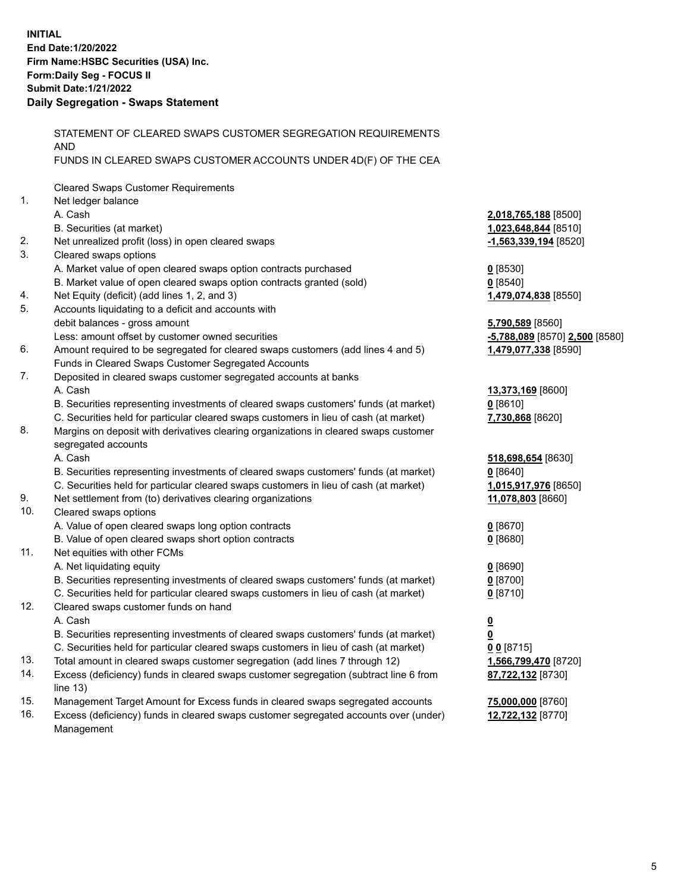**INITIAL**
**End Date:1/20/2022**
**Firm Name:HSBC Securities (USA) Inc.**
**Form:Daily Seg - FOCUS II**
**Submit Date:1/21/2022**
**Daily Segregation - Swaps Statement**

STATEMENT OF CLEARED SWAPS CUSTOMER SEGREGATION REQUIREMENTS AND
FUNDS IN CLEARED SWAPS CUSTOMER ACCOUNTS UNDER 4D(F) OF THE CEA

| | | |
|---|---|---|
| | Cleared Swaps Customer Requirements | |
| 1. | Net ledger balance | |
| | A. Cash | **2,018,765,188** [8500] |
| | B. Securities (at market) | **1,023,648,844** [8510] |
| 2. | Net unrealized profit (loss) in open cleared swaps | **-1,563,339,194** [8520] |
| 3. | Cleared swaps options | |
| | A. Market value of open cleared swaps option contracts purchased | **0** [8530] |
| | B. Market value of open cleared swaps option contracts granted (sold) | **0** [8540] |
| 4. | Net Equity (deficit) (add lines 1, 2, and 3) | **1,479,074,838** [8550] |
| 5. | Accounts liquidating to a deficit and accounts with debit balances - gross amount | **5,790,589** [8560] |
| | Less: amount offset by customer owned securities | **-5,788,089** [8570] **2,500** [8580] |
| 6. | Amount required to be segregated for cleared swaps customers (add lines 4 and 5) | **1,479,077,338** [8590] |
| | Funds in Cleared Swaps Customer Segregated Accounts | |
| 7. | Deposited in cleared swaps customer segregated accounts at banks | |
| | A. Cash | **13,373,169** [8600] |
| | B. Securities representing investments of cleared swaps customers' funds (at market) | **0** [8610] |
| | C. Securities held for particular cleared swaps customers in lieu of cash (at market) | **7,730,868** [8620] |
| 8. | Margins on deposit with derivatives clearing organizations in cleared swaps customer segregated accounts | |
| | A. Cash | **518,698,654** [8630] |
| | B. Securities representing investments of cleared swaps customers' funds (at market) | **0** [8640] |
| | C. Securities held for particular cleared swaps customers in lieu of cash (at market) | **1,015,917,976** [8650] |
| 9. | Net settlement from (to) derivatives clearing organizations | **11,078,803** [8660] |
| 10. | Cleared swaps options | |
| | A. Value of open cleared swaps long option contracts | **0** [8670] |
| | B. Value of open cleared swaps short option contracts | **0** [8680] |
| 11. | Net equities with other FCMs | |
| | A. Net liquidating equity | **0** [8690] |
| | B. Securities representing investments of cleared swaps customers' funds (at market) | **0** [8700] |
| | C. Securities held for particular cleared swaps customers in lieu of cash (at market) | **0** [8710] |
| 12. | Cleared swaps customer funds on hand | |
| | A. Cash | **0** |
| | B. Securities representing investments of cleared swaps customers' funds (at market) | **0** |
| | C. Securities held for particular cleared swaps customers in lieu of cash (at market) | **0** **0** [8715] |
| 13. | Total amount in cleared swaps customer segregation (add lines 7 through 12) | **1,566,799,470** [8720] |
| 14. | Excess (deficiency) funds in cleared swaps customer segregation (subtract line 6 from line 13) | **87,722,132** [8730] |
| 15. | Management Target Amount for Excess funds in cleared swaps segregated accounts | **75,000,000** [8760] |
| 16. | Excess (deficiency) funds in cleared swaps customer segregated accounts over (under) Management | **12,722,132** [8770] |